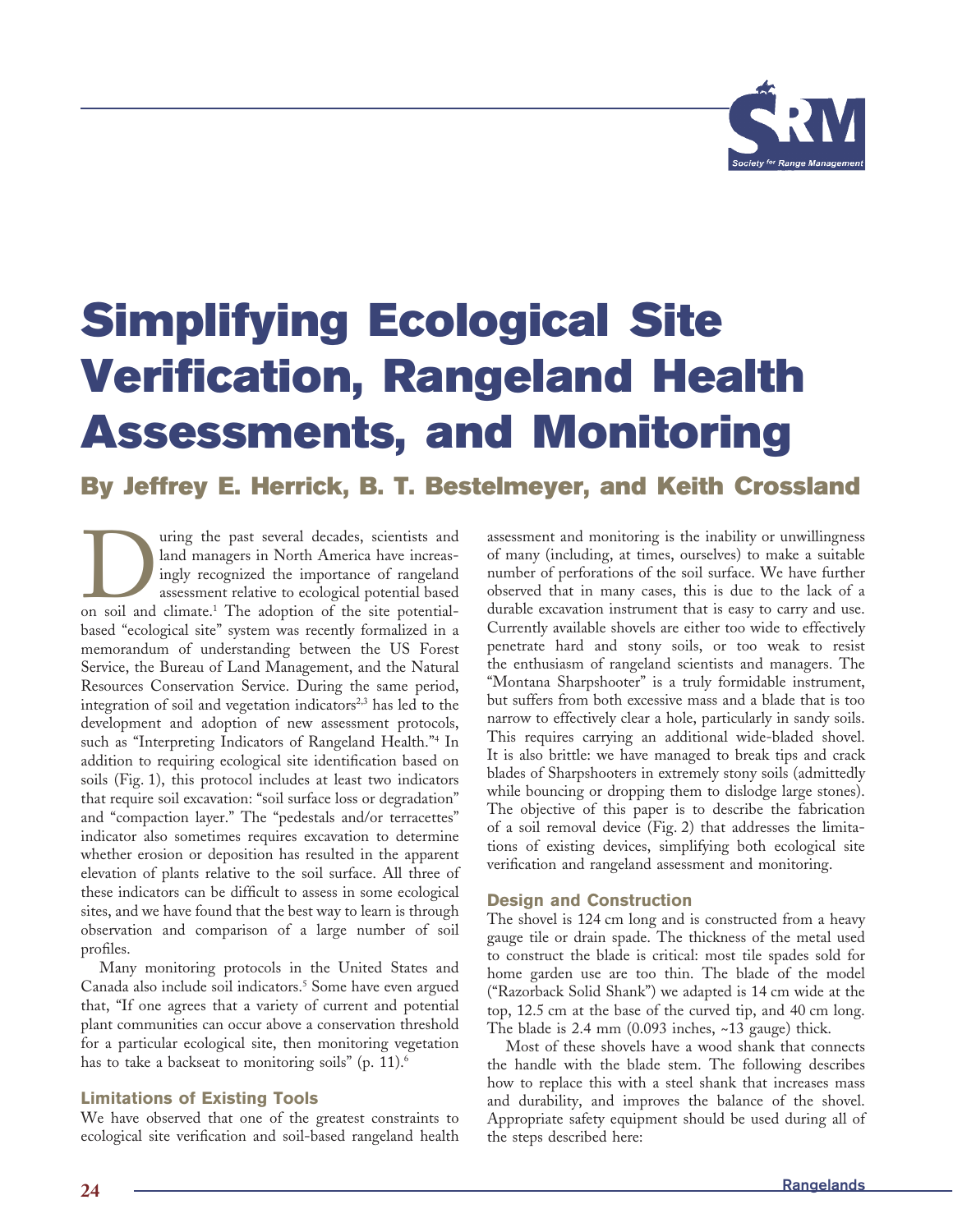# Simplifying Ecological Site Verification, Rangeland Health Assessments, and Monitoring

## By Jeffrey E. Herrick, B. T. Bestelmeyer, and Keith Crossland

During the past several decades, scientists and land managers in North America have increasingly recognized the importance of rangeland assessment relative to ecological potential based on soil and climate.[1] The adoption of the site potential-based "ecological site" system was recently formalized in a memorandum of understanding between the US Forest Service, the Bureau of Land Management, and the Natural Resources Conservation Service. During the same period, integration of soil and vegetation indicators[2,3] has led to the development and adoption of new assessment protocols, such as "Interpreting Indicators of Rangeland Health."[4] In addition to requiring ecological site identification based on soils (Fig. 1), this protocol includes at least two indicators that require soil excavation: "soil surface loss or degradation" and "compaction layer." The "pedestals and/or terracettes" indicator also sometimes requires excavation to determine whether erosion or deposition has resulted in the apparent elevation of plants relative to the soil surface. All three of these indicators can be difficult to assess in some ecological sites, and we have found that the best way to learn is through observation and comparison of a large number of soil profiles.

Many monitoring protocols in the United States and Canada also include soil indicators.[5] Some have even argued that, "If one agrees that a variety of current and potential plant communities can occur above a conservation threshold for a particular ecological site, then monitoring vegetation has to take a backseat to monitoring soils" (p. 11).[6]

### Limitations of Existing Tools

We have observed that one of the greatest constraints to ecological site verification and soil-based rangeland health assessment and monitoring is the inability or unwillingness of many (including, at times, ourselves) to make a suitable number of perforations of the soil surface. We have further observed that in many cases, this is due to the lack of a durable excavation instrument that is easy to carry and use. Currently available shovels are either too wide to effectively penetrate hard and stony soils, or too weak to resist the enthusiasm of rangeland scientists and managers. The "Montana Sharpshooter" is a truly formidable instrument, but suffers from both excessive mass and a blade that is too narrow to effectively clear a hole, particularly in sandy soils. This requires carrying an additional wide-bladed shovel. It is also brittle: we have managed to break tips and crack blades of Sharpshooters in extremely stony soils (admittedly while bouncing or dropping them to dislodge large stones). The objective of this paper is to describe the fabrication of a soil removal device (Fig. 2) that addresses the limitations of existing devices, simplifying both ecological site verification and rangeland assessment and monitoring.

### Design and Construction

The shovel is 124 cm long and is constructed from a heavy gauge tile or drain spade. The thickness of the metal used to construct the blade is critical: most tile spades sold for home garden use are too thin. The blade of the model ("Razorback Solid Shank") we adapted is 14 cm wide at the top, 12.5 cm at the base of the curved tip, and 40 cm long. The blade is 2.4 mm (0.093 inches, ~13 gauge) thick.

Most of these shovels have a wood shank that connects the handle with the blade stem. The following describes how to replace this with a steel shank that increases mass and durability, and improves the balance of the shovel. Appropriate safety equipment should be used during all of the steps described here: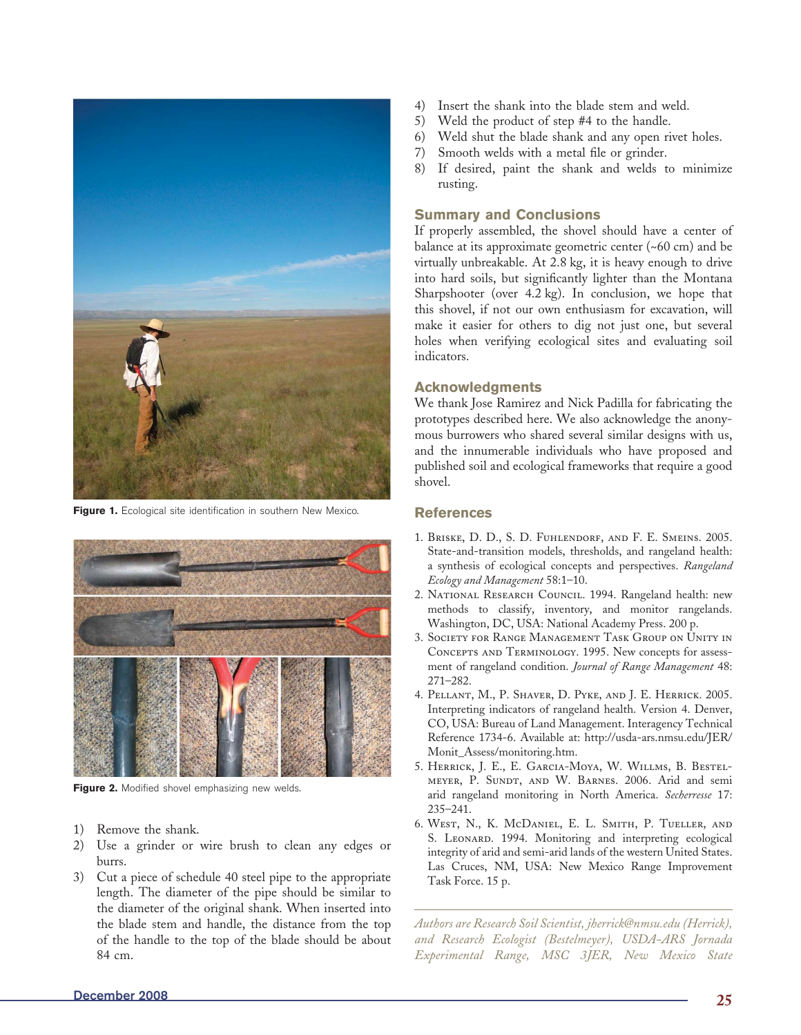Figure 1. Ecological site identification in southern New Mexico.

Figure 2. Modified shovel emphasizing new welds.

1) Remove the shank.
2) Use a grinder or wire brush to clean any edges or burrs.
3) Cut a piece of schedule 40 steel pipe to the appropriate length. The diameter of the pipe should be similar to the diameter of the original shank. When inserted into the blade stem and handle, the distance from the top of the handle to the top of the blade should be about 84 cm.
4) Insert the shank into the blade stem and weld.
5) Weld the product of step #4 to the handle.
6) Weld shut the blade shank and any open rivet holes.
7) Smooth welds with a metal file or grinder.
8) If desired, paint the shank and welds to minimize rusting.

## Summary and Conclusions

If properly assembled, the shovel should have a center of balance at its approximate geometric center (~60 cm) and be virtually unbreakable. At 2.8 kg, it is heavy enough to drive into hard soils, but significantly lighter than the Montana Sharpshooter (over 4.2 kg). In conclusion, we hope that this shovel, if not our own enthusiasm for excavation, will make it easier for others to dig not just one, but several holes when verifying ecological sites and evaluating soil indicators.

## Acknowledgments

We thank Jose Ramirez and Nick Padilla for fabricating the prototypes described here. We also acknowledge the anonymous burrowers who shared several similar designs with us, and the innumerable individuals who have proposed and published soil and ecological frameworks that require a good shovel.

## References

1. Briske, D. D., S. D. Fuhlendorf, and F. E. Smeins. 2005. State-and-transition models, thresholds, and rangeland health: a synthesis of ecological concepts and perspectives. *Rangeland Ecology and Management* 58:1–10.
2. National Research Council. 1994. Rangeland health: new methods to classify, inventory, and monitor rangelands. Washington, DC, USA: National Academy Press. 200 p.
3. Society for Range Management Task Group on Unity in Concepts and Terminology. 1995. New concepts for assessment of rangeland condition. *Journal of Range Management* 48: 271–282.
4. Pellant, M., P. Shaver, D. Pyke, and J. E. Herrick. 2005. Interpreting indicators of rangeland health. Version 4. Denver, CO, USA: Bureau of Land Management. Interagency Technical Reference 1734-6. Available at: http://usda-ars.nmsu.edu/JER/Monit_Assess/monitoring.htm.
5. Herrick, J. E., E. Garcia-Moya, W. Willms, B. Bestelmeyer, P. Sundt, and W. Barnes. 2006. Arid and semi arid rangeland monitoring in North America. *Secherresse* 17: 235–241.
6. West, N., K. McDaniel, E. L. Smith, P. Tueller, and S. Leonard. 1994. Monitoring and interpreting ecological integrity of arid and semi-arid lands of the western United States. Las Cruces, NM, USA: New Mexico Range Improvement Task Force. 15 p.

---

*Authors are Research Soil Scientist, jherrick@nmsu.edu (Herrick), and Research Ecologist (Bestelmeyer), USDA-ARS Jornada Experimental Range, MSC 3JER, New Mexico State*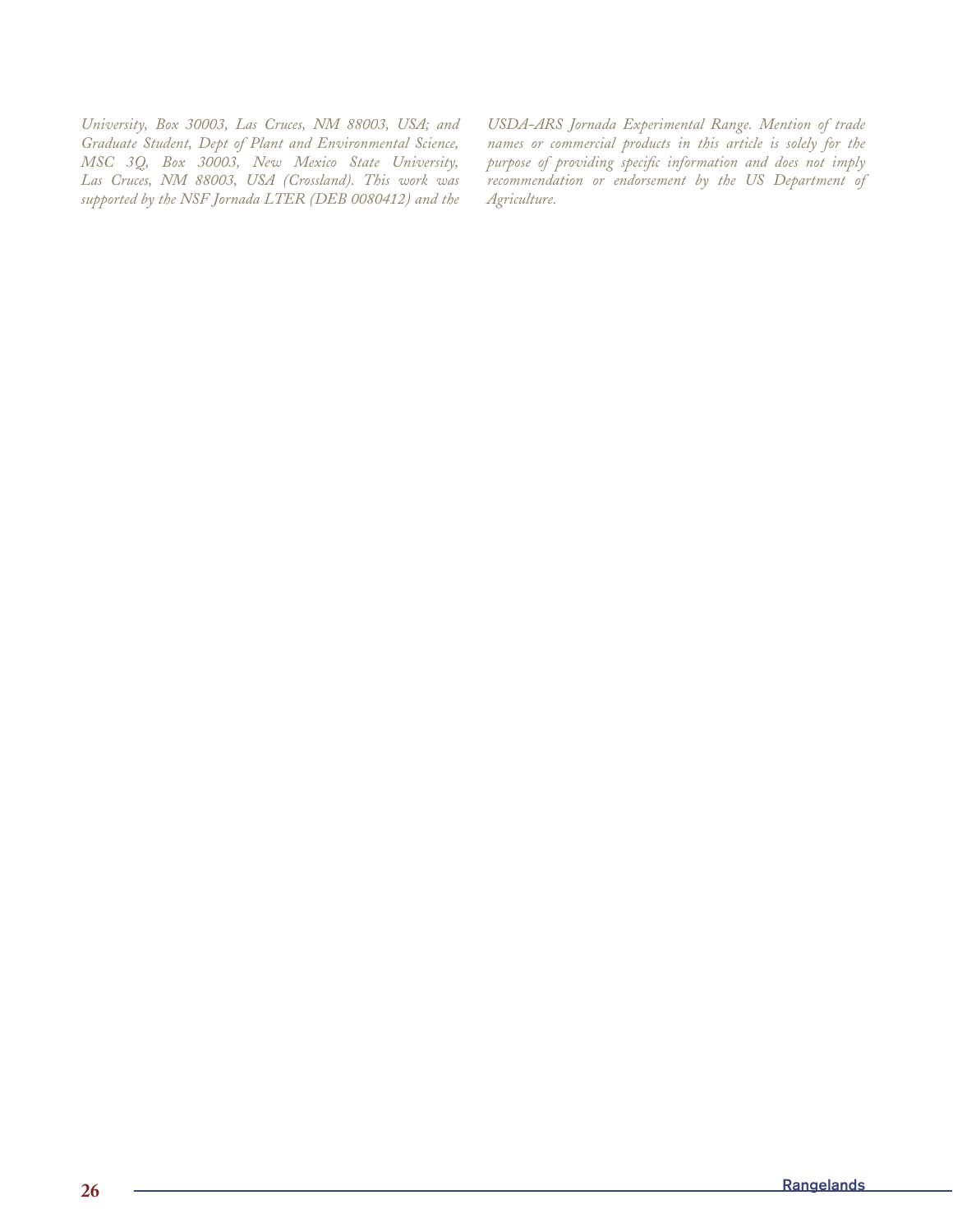*University, Box 30003, Las Cruces, NM 88003, USA; and Graduate Student, Dept of Plant and Environmental Science, MSC 3Q, Box 30003, New Mexico State University, Las Cruces, NM 88003, USA (Crossland). This work was supported by the NSF Jornada LTER (DEB 0080412) and the USDA-ARS Jornada Experimental Range. Mention of trade names or commercial products in this article is solely for the purpose of providing specific information and does not imply recommendation or endorsement by the US Department of Agriculture.*